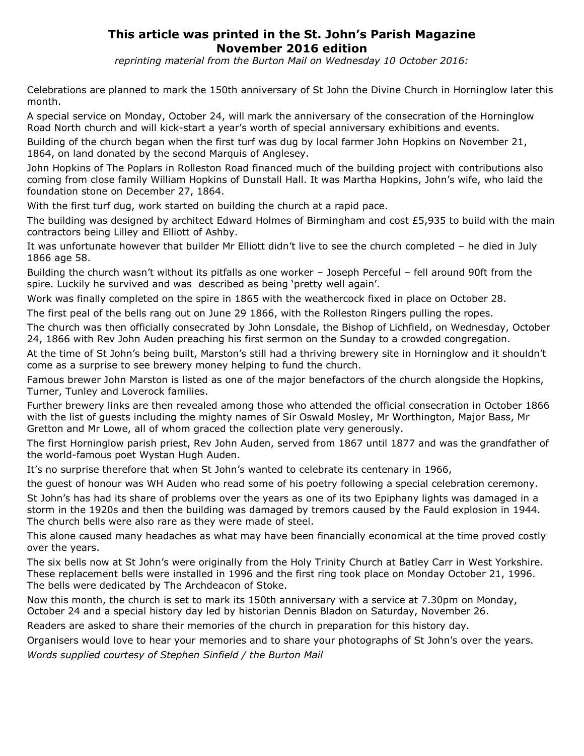# This article was printed in the St. John's Parish Magazine November 2016 edition

*reprinting material from the Burton Mail on Wednesday 10 October 2016:*

Celebrations are planned to mark the 150th anniversary of St John the Divine Church in Horninglow later this month.

A special service on Monday, October 24, will mark the anniversary of the consecration of the Horninglow Road North church and will kick-start a year's worth of special anniversary exhibitions and events.

Building of the church began when the first turf was dug by local farmer John Hopkins on November 21, 1864, on land donated by the second Marquis of Anglesey.

John Hopkins of The Poplars in Rolleston Road financed much of the building project with contributions also coming from close family William Hopkins of Dunstall Hall. It was Martha Hopkins, John's wife, who laid the foundation stone on December 27, 1864.

With the first turf dug, work started on building the church at a rapid pace.

The building was designed by architect Edward Holmes of Birmingham and cost £5,935 to build with the main contractors being Lilley and Elliott of Ashby.

It was unfortunate however that builder Mr Elliott didn't live to see the church completed – he died in July 1866 age 58.

Building the church wasn't without its pitfalls as one worker – Joseph Perceful – fell around 90ft from the spire. Luckily he survived and was described as being 'pretty well again'.

Work was finally completed on the spire in 1865 with the weathercock fixed in place on October 28.

The first peal of the bells rang out on June 29 1866, with the Rolleston Ringers pulling the ropes.

The church was then officially consecrated by John Lonsdale, the Bishop of Lichfield, on Wednesday, October 24, 1866 with Rev John Auden preaching his first sermon on the Sunday to a crowded congregation.

At the time of St John's being built, Marston's still had a thriving brewery site in Horninglow and it shouldn't come as a surprise to see brewery money helping to fund the church.

Famous brewer John Marston is listed as one of the major benefactors of the church alongside the Hopkins, Turner, Tunley and Loverock families.

Further brewery links are then revealed among those who attended the official consecration in October 1866 with the list of guests including the mighty names of Sir Oswald Mosley, Mr Worthington, Major Bass, Mr Gretton and Mr Lowe, all of whom graced the collection plate very generously.

The first Horninglow parish priest, Rev John Auden, served from 1867 until 1877 and was the grandfather of the world-famous poet Wystan Hugh Auden.

It's no surprise therefore that when St John's wanted to celebrate its centenary in 1966,

the guest of honour was WH Auden who read some of his poetry following a special celebration ceremony.

St John's has had its share of problems over the years as one of its two Epiphany lights was damaged in a storm in the 1920s and then the building was damaged by tremors caused by the Fauld explosion in 1944. The church bells were also rare as they were made of steel.

This alone caused many headaches as what may have been financially economical at the time proved costly over the years.

The six bells now at St John's were originally from the Holy Trinity Church at Batley Carr in West Yorkshire. These replacement bells were installed in 1996 and the first ring took place on Monday October 21, 1996. The bells were dedicated by The Archdeacon of Stoke.

Now this month, the church is set to mark its 150th anniversary with a service at 7.30pm on Monday, October 24 and a special history day led by historian Dennis Bladon on Saturday, November 26.

Readers are asked to share their memories of the church in preparation for this history day.

Organisers would love to hear your memories and to share your photographs of St John's over the years.

*Words supplied courtesy of Stephen Sinfield / the Burton Mail*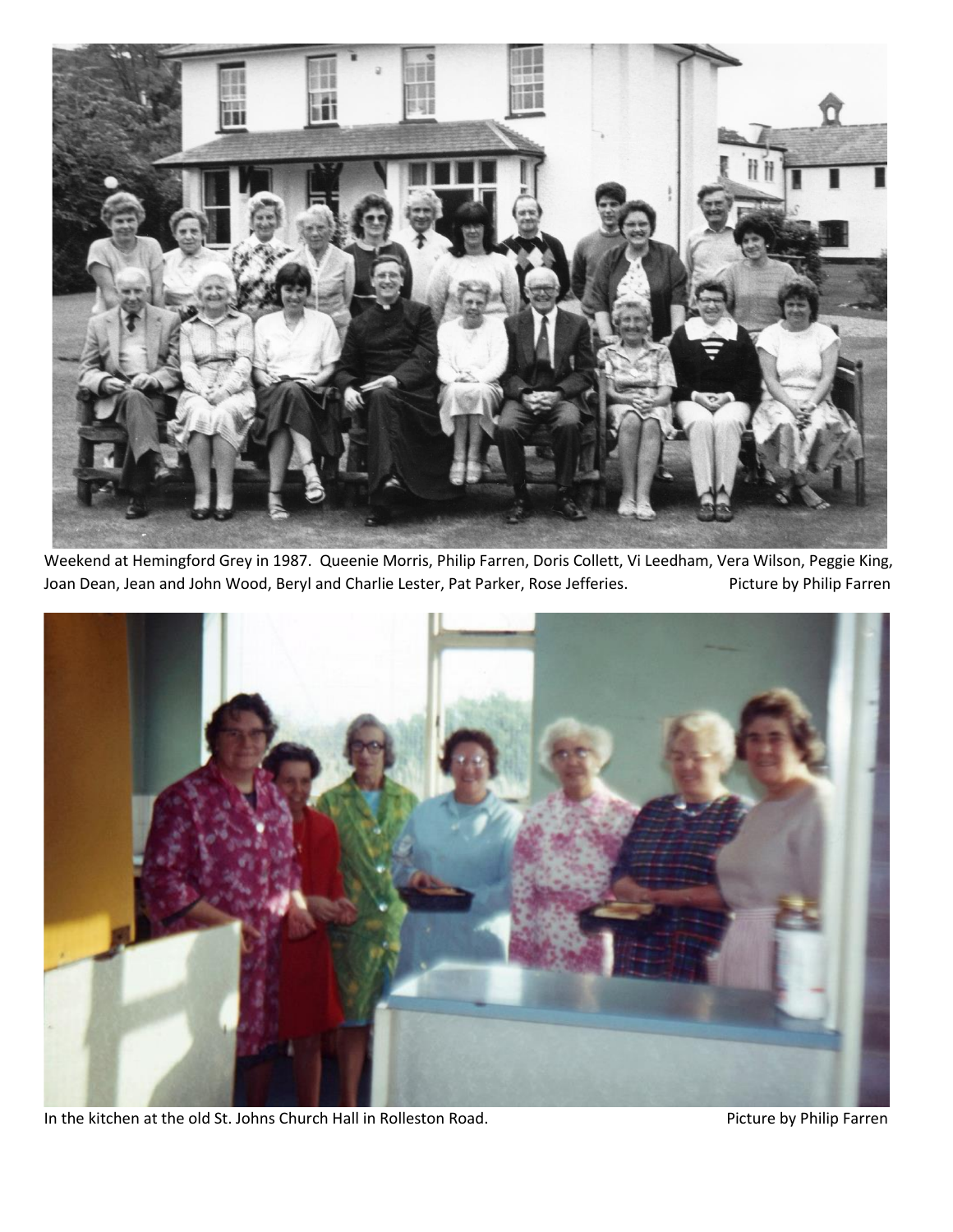Weekend at Hemingford Grey in 1987. Queenie Morris, Philip Farren, Doris Collett, Vi Leedham, Vera Wilson, Peggie King, Joan Dean, Jean and John Wood, Beryl and Charlie Lester, Pat Parker, Rose Jefferies. Picture by Philip Farren

In the kitchen at the old St. Johns Church Hall in Rolleston Road. Picture by Philip Farren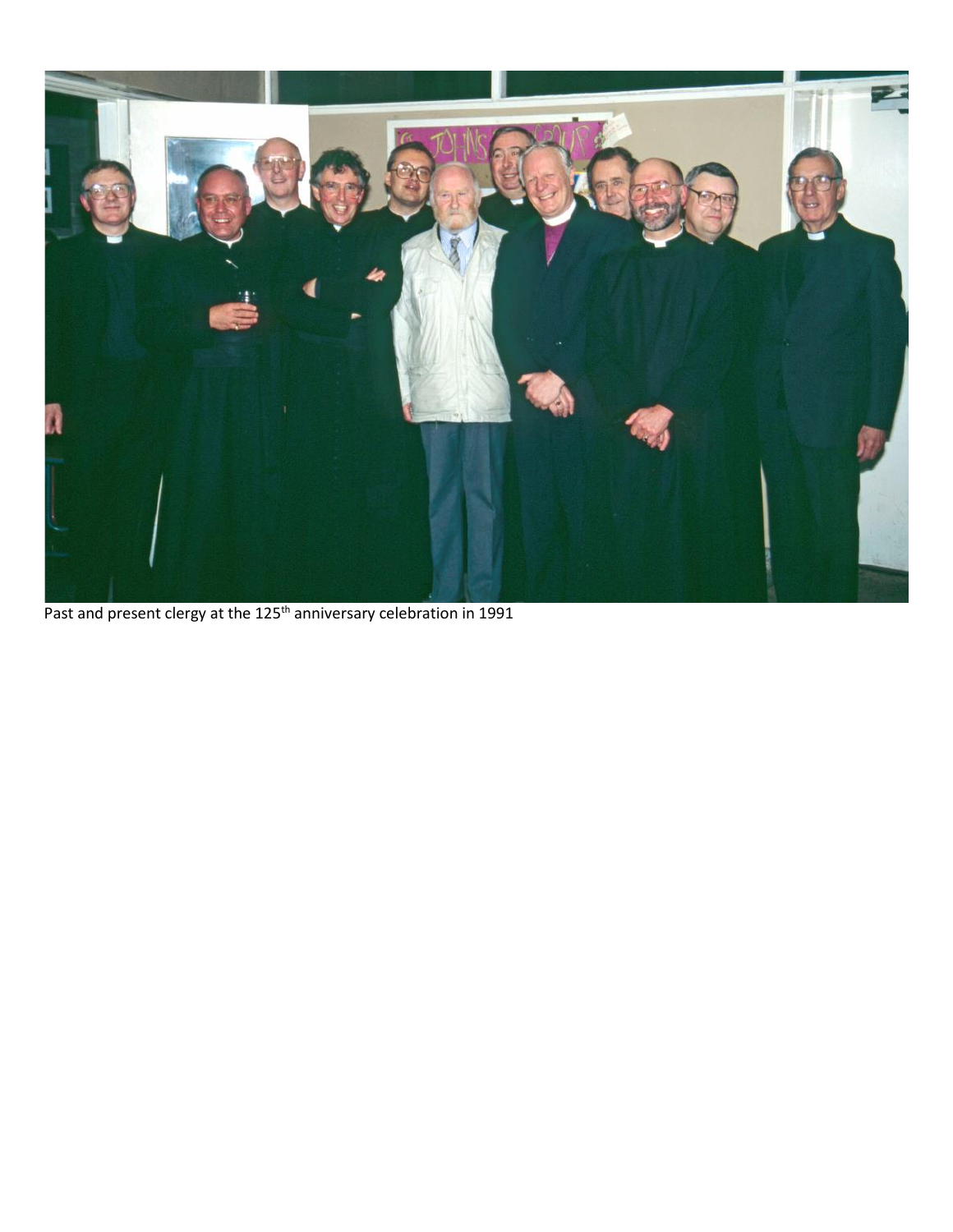Past and present clergy at the 125th anniversary celebration in 1991